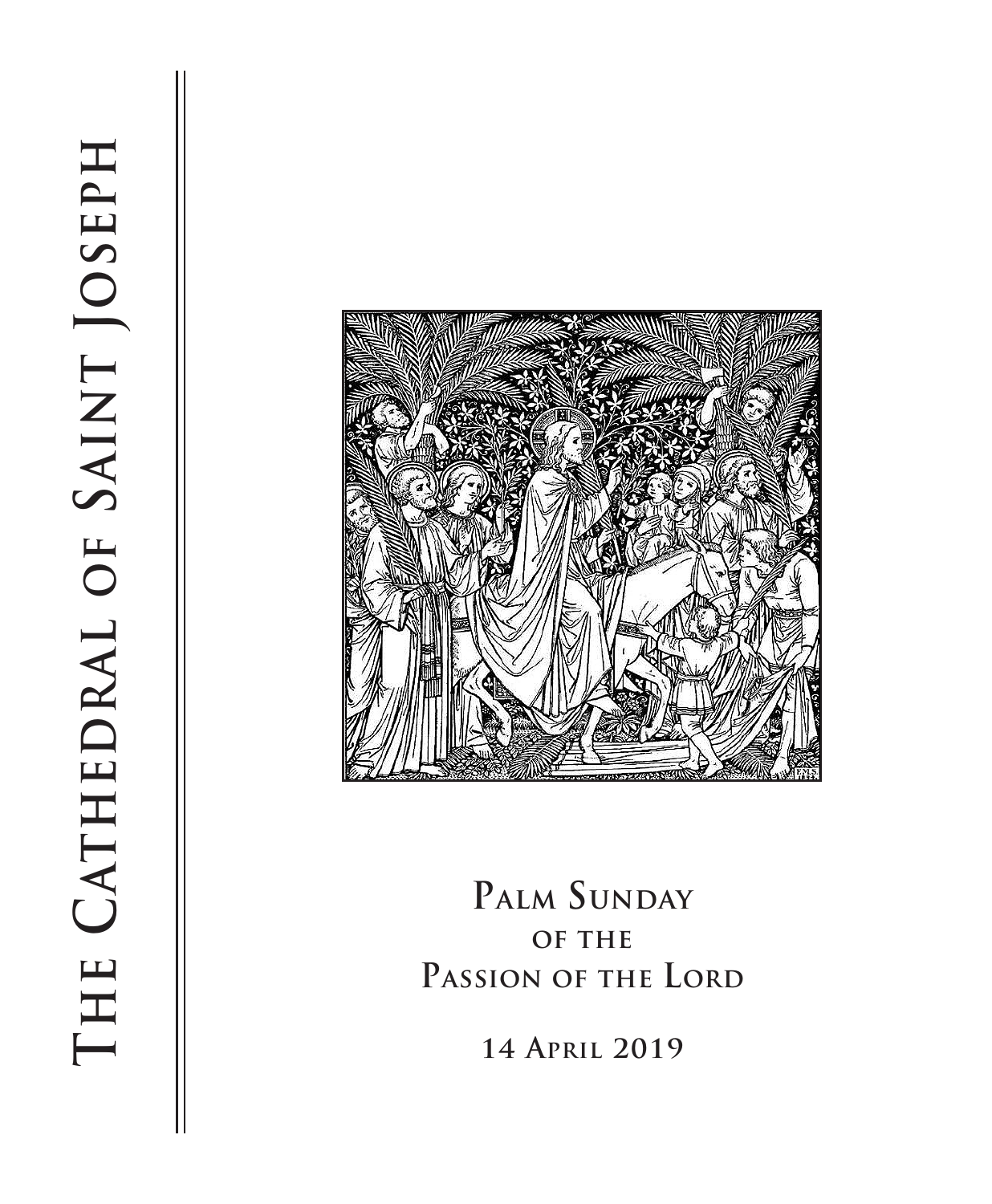# The Cathedral of Saint Joseph

# Palm Sunday of the Passion of the Lord

**14 April 2019**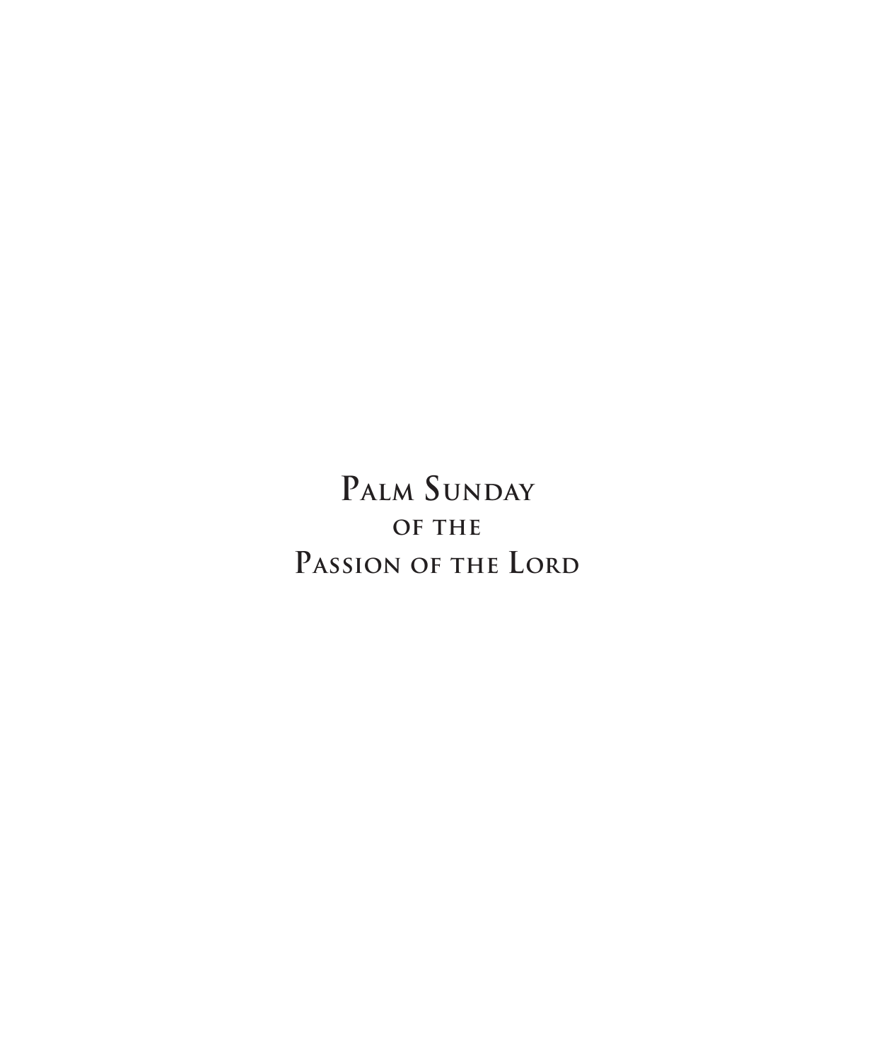# Palm Sunday of the Passion of the Lord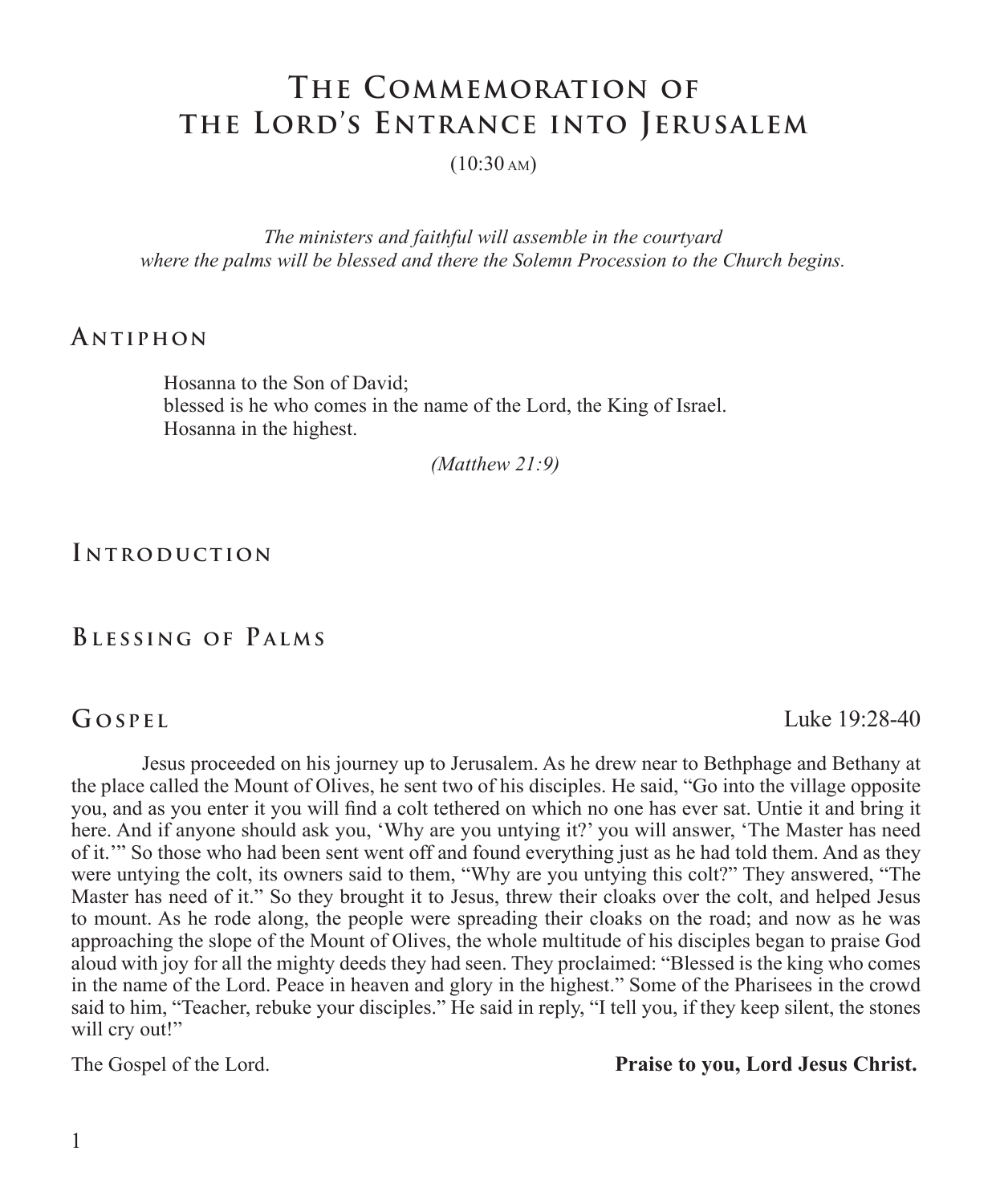# The Commemoration of the Lord's Entrance into Jerusalem

(10:30 AM)

*The ministers and faithful will assemble in the courtyard where the palms will be blessed and there the Solemn Procession to the Church begins.*

## Antiphon

Hosanna to the Son of David;
blessed is he who comes in the name of the Lord, the King of Israel.
Hosanna in the highest.

*(Matthew 21:9)*

## Introduction

## Blessing of Palms

## Gospel

Luke 19:28-40

Jesus proceeded on his journey up to Jerusalem. As he drew near to Bethphage and Bethany at the place called the Mount of Olives, he sent two of his disciples. He said, "Go into the village opposite you, and as you enter it you will find a colt tethered on which no one has ever sat. Untie it and bring it here. And if anyone should ask you, 'Why are you untying it?' you will answer, 'The Master has need of it.'" So those who had been sent went off and found everything just as he had told them. And as they were untying the colt, its owners said to them, "Why are you untying this colt?" They answered, "The Master has need of it." So they brought it to Jesus, threw their cloaks over the colt, and helped Jesus to mount. As he rode along, the people were spreading their cloaks on the road; and now as he was approaching the slope of the Mount of Olives, the whole multitude of his disciples began to praise God aloud with joy for all the mighty deeds they had seen. They proclaimed: "Blessed is the king who comes in the name of the Lord. Peace in heaven and glory in the highest." Some of the Pharisees in the crowd said to him, "Teacher, rebuke your disciples." He said in reply, "I tell you, if they keep silent, the stones will cry out!"

The Gospel of the Lord. **Praise to you, Lord Jesus Christ.**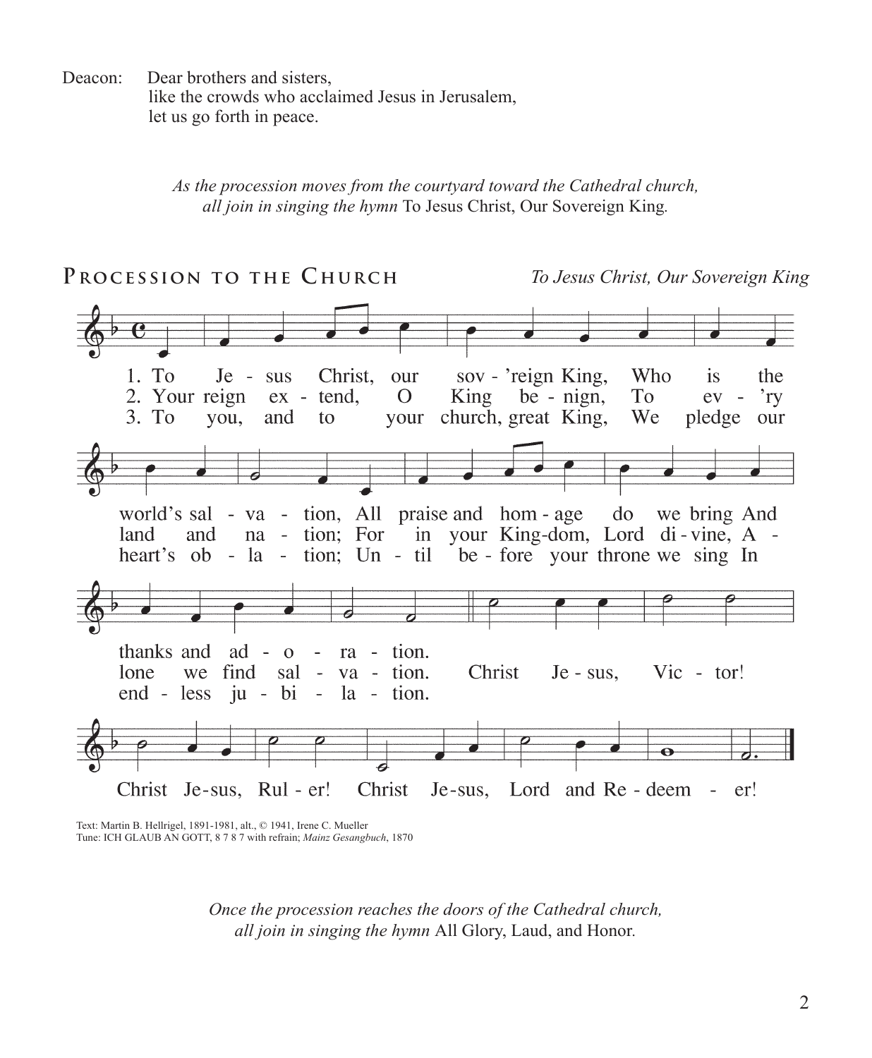Deacon: Dear brothers and sisters,
like the crowds who acclaimed Jesus in Jerusalem,
let us go forth in peace.

*As the procession moves from the courtyard toward the Cathedral church, all join in singing the hymn* To Jesus Christ, Our Sovereign King*.*

## Procession to the Church

*To Jesus Christ, Our Sovereign King*

1. To Jesus Christ, our sov'reign King,
Who is the world's salvation,
All praise and homage do we bring
And thanks and adoration.

2. Your reign extend, O King benign,
To ev'ry land and nation;
For in your Kingdom, Lord divine,
Alone we find salvation.

3. To you, and to your church, great King,
We pledge our heart's oblation;
Until before your throne we sing
In endless jubilation.

Refrain:
Christ Jesus, Victor!
Christ Jesus, Ruler!
Christ Jesus, Lord and Redeemer!

Text: Martin B. Hellrigel, 1891-1981, alt., © 1941, Irene C. Mueller
Tune: ICH GLAUB AN GOTT, 8 7 8 7 with refrain; *Mainz Gesangbuch*, 1870

*Once the procession reaches the doors of the Cathedral church, all join in singing the hymn* All Glory, Laud, and Honor*.*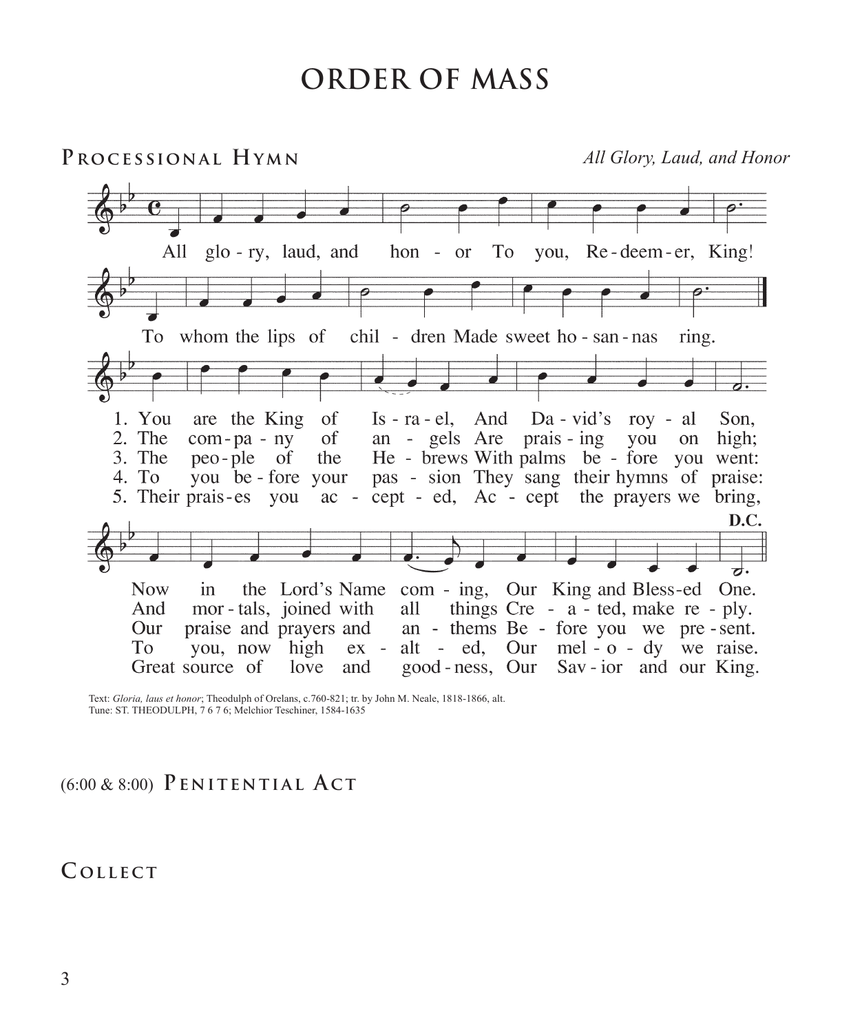# ORDER OF MASS

## Processional Hymn

*All Glory, Laud, and Honor*

All glory, laud, and honor To you, Redeemer, King!
To whom the lips of children Made sweet hosannas ring.

1. You are the King of Israel, And David's royal Son,
Now in the Lord's Name coming, Our King and Blessed One.

2. The company of angels Are praising you on high;
And mortals, joined with all things Created, make reply.

3. The people of the Hebrews With palms before you went:
Our praise and prayers and anthems Before you we present.

4. To you before your passion They sang their hymns of praise:
To you, now high exalted, Our melody we raise.

5. Their praises you accepted, Accept the prayers we bring,
Great source of love and goodness, Our Savior and our King.

D.C.

Text: *Gloria, laus et honor*; Theodulph of Orelans, c.760-821; tr. by John M. Neale, 1818-1866, alt.
Tune: ST. THEODULPH, 7 6 7 6; Melchior Teschiner, 1584-1635

(6:00 & 8:00) **Penitential Act**

## Collect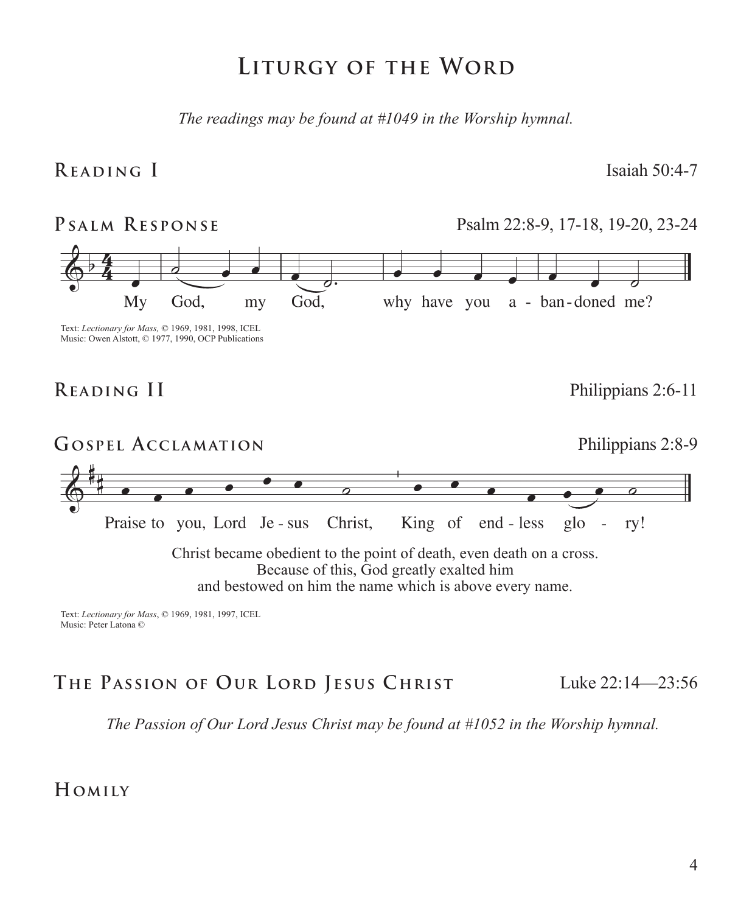# Liturgy of the Word

*The readings may be found at #1049 in the Worship hymnal.*

## Reading I

Isaiah 50:4-7

## Psalm Response

Psalm 22:8-9, 17-18, 19-20, 23-24

My God, my God, why have you a - ban-doned me?

Text: *Lectionary for Mass,* © 1969, 1981, 1998, ICEL
Music: Owen Alstott, © 1977, 1990, OCP Publications

## Reading II

Philippians 2:6-11

## Gospel Acclamation

Philippians 2:8-9

Praise to you, Lord Je - sus Christ, King of end - less glo - ry!

Christ became obedient to the point of death, even death on a cross.
Because of this, God greatly exalted him
and bestowed on him the name which is above every name.

Text: *Lectionary for Mass*, © 1969, 1981, 1997, ICEL
Music: Peter Latona ©

## The Passion of Our Lord Jesus Christ

Luke 22:14—23:56

*The Passion of Our Lord Jesus Christ may be found at #1052 in the Worship hymnal.*

## Homily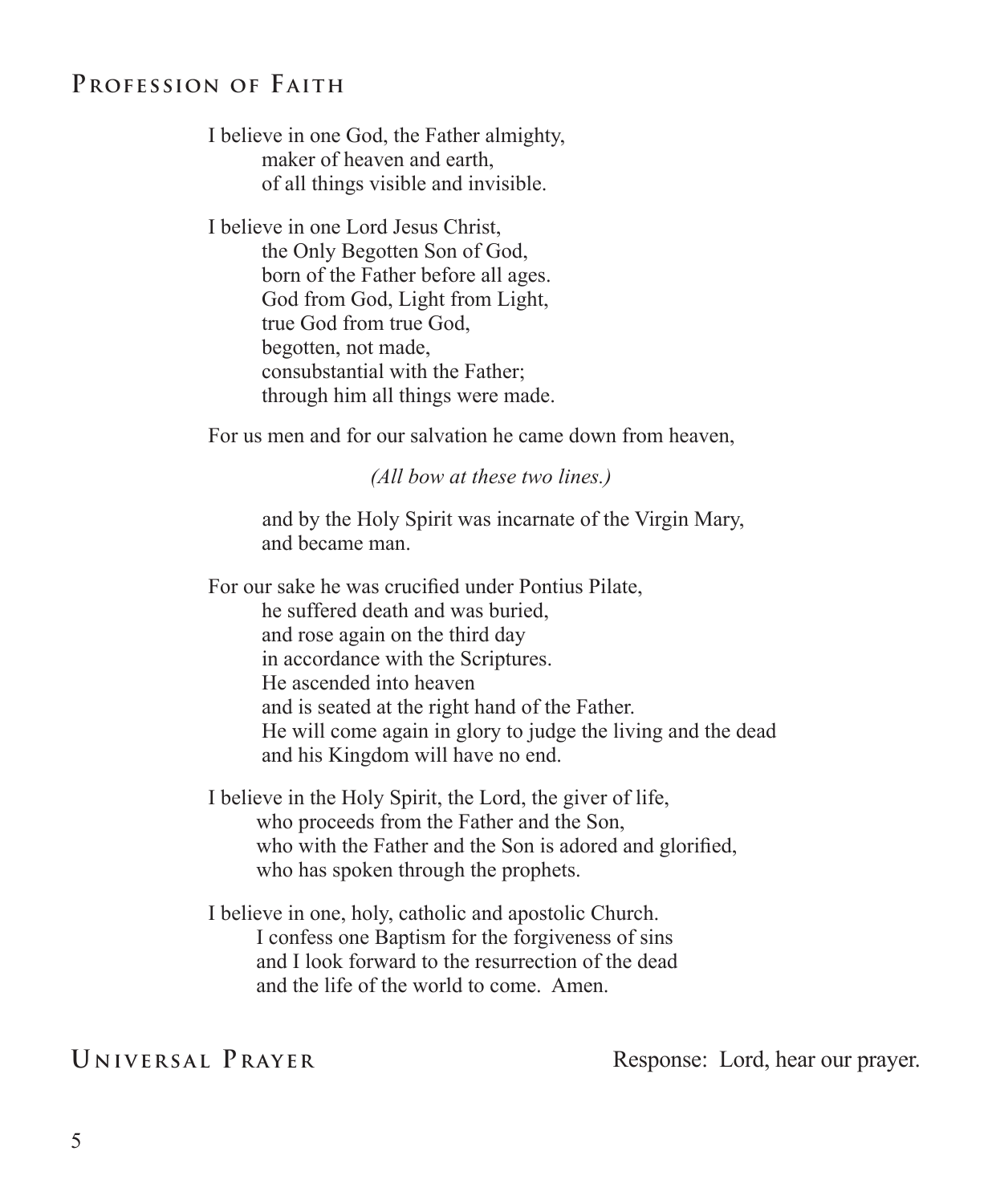## Profession of Faith

I believe in one God, the Father almighty,
maker of heaven and earth,
of all things visible and invisible.

I believe in one Lord Jesus Christ,
the Only Begotten Son of God,
born of the Father before all ages.
God from God, Light from Light,
true God from true God,
begotten, not made,
consubstantial with the Father;
through him all things were made.

For us men and for our salvation he came down from heaven,

*(All bow at these two lines.)*

and by the Holy Spirit was incarnate of the Virgin Mary,
and became man.

For our sake he was crucified under Pontius Pilate,
he suffered death and was buried,
and rose again on the third day
in accordance with the Scriptures.
He ascended into heaven
and is seated at the right hand of the Father.
He will come again in glory to judge the living and the dead
and his Kingdom will have no end.

I believe in the Holy Spirit, the Lord, the giver of life,
who proceeds from the Father and the Son,
who with the Father and the Son is adored and glorified,
who has spoken through the prophets.

I believe in one, holy, catholic and apostolic Church.
I confess one Baptism for the forgiveness of sins
and I look forward to the resurrection of the dead
and the life of the world to come. Amen.

## Universal Prayer

Response: Lord, hear our prayer.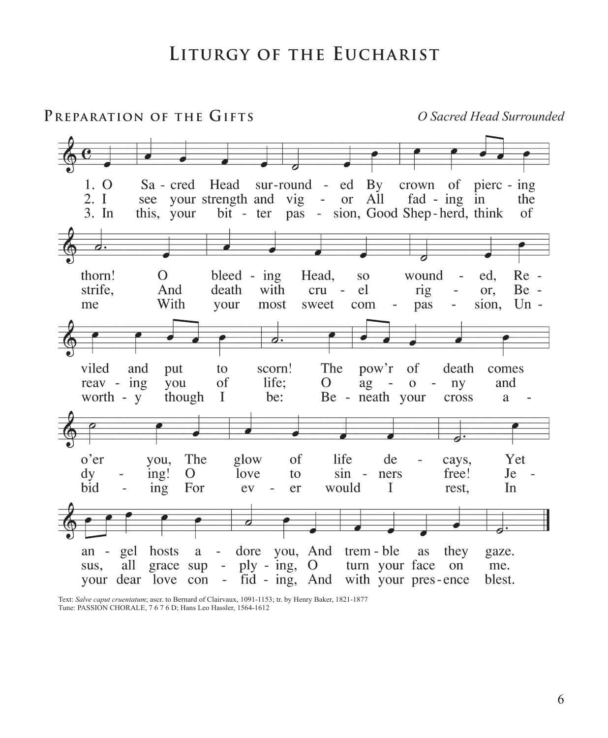# Liturgy of the Eucharist

## Preparation of the Gifts

*O Sacred Head Surrounded*

1. O Sacred Head surrounded By crown of piercing thorn! O bleeding Head, so wounded, Reviled and put to scorn! The pow'r of death comes o'er you, The glow of life decays, Yet angel hosts adore you, And tremble as they gaze.

2. I see your strength and vigor All fading in the strife, And death with cruel rigor, Bereaving you of life; O agony and dying! O love to sinners free! Jesus, all grace supplying, O turn your face on me.

3. In this, your bitter passion, Good Shepherd, think of me With your most sweet compassion, Unworthy though I be: Beneath your cross abiding For ever would I rest, In your dear love confiding, And with your presence blest.

Text: *Salve caput cruentatum*; ascr. to Bernard of Clairvaux, 1091-1153; tr. by Henry Baker, 1821-1877
Tune: PASSION CHORALE, 7 6 7 6 D; Hans Leo Hassler, 1564-1612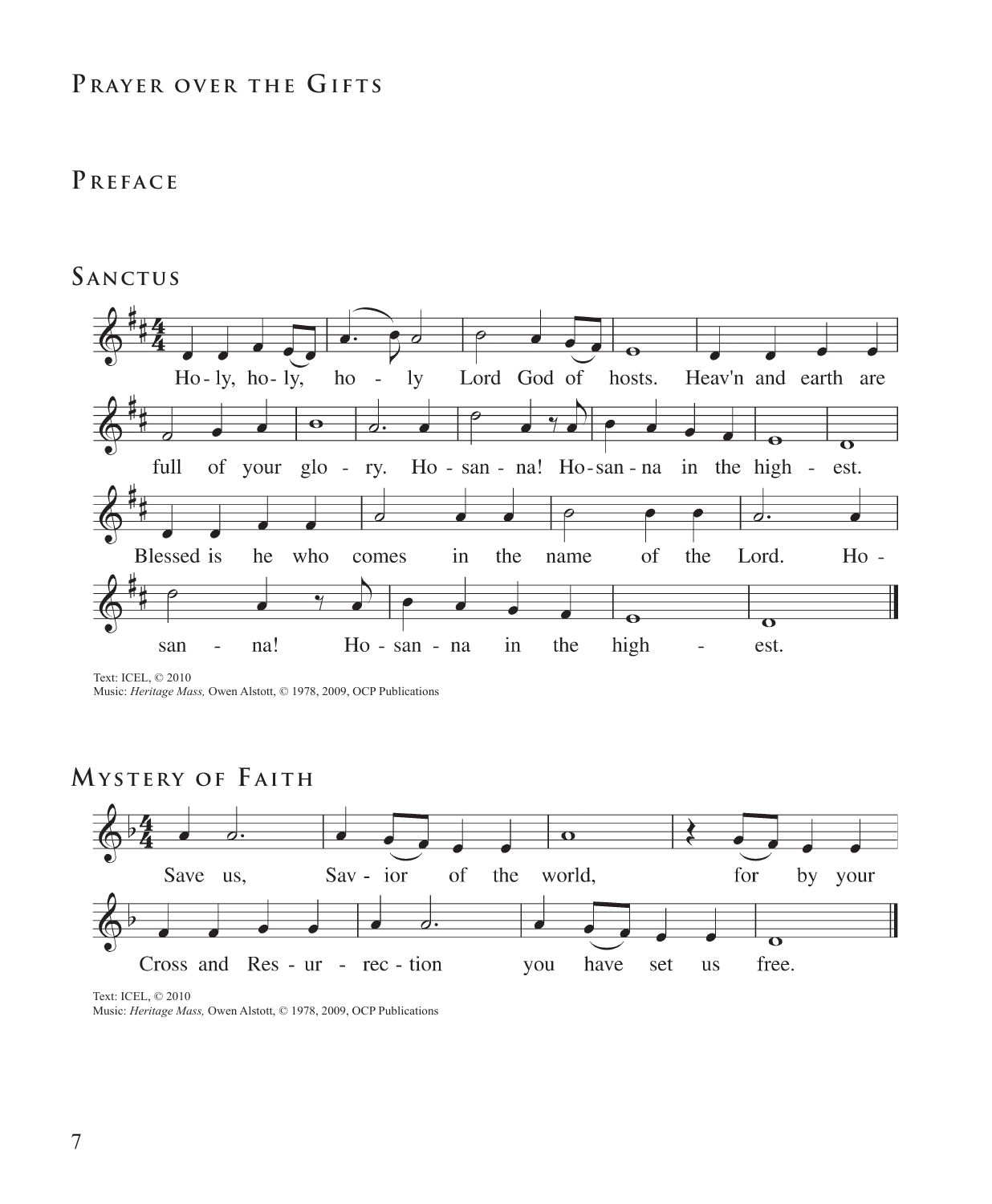## Prayer over the Gifts

## Preface

## Sanctus

Ho-ly, ho-ly, ho - ly Lord God of hosts. Heav'n and earth are full of your glo - ry. Ho - san - na! Ho-san-na in the high - est.

Blessed is he who comes in the name of the Lord. Ho - san - na! Ho - san - na in the high - est.

Text: ICEL, © 2010
Music: *Heritage Mass,* Owen Alstott, © 1978, 2009, OCP Publications

## Mystery of Faith

Save us, Sav - ior of the world, for by your Cross and Res - ur - rec - tion you have set us free.

Text: ICEL, © 2010
Music: *Heritage Mass,* Owen Alstott, © 1978, 2009, OCP Publications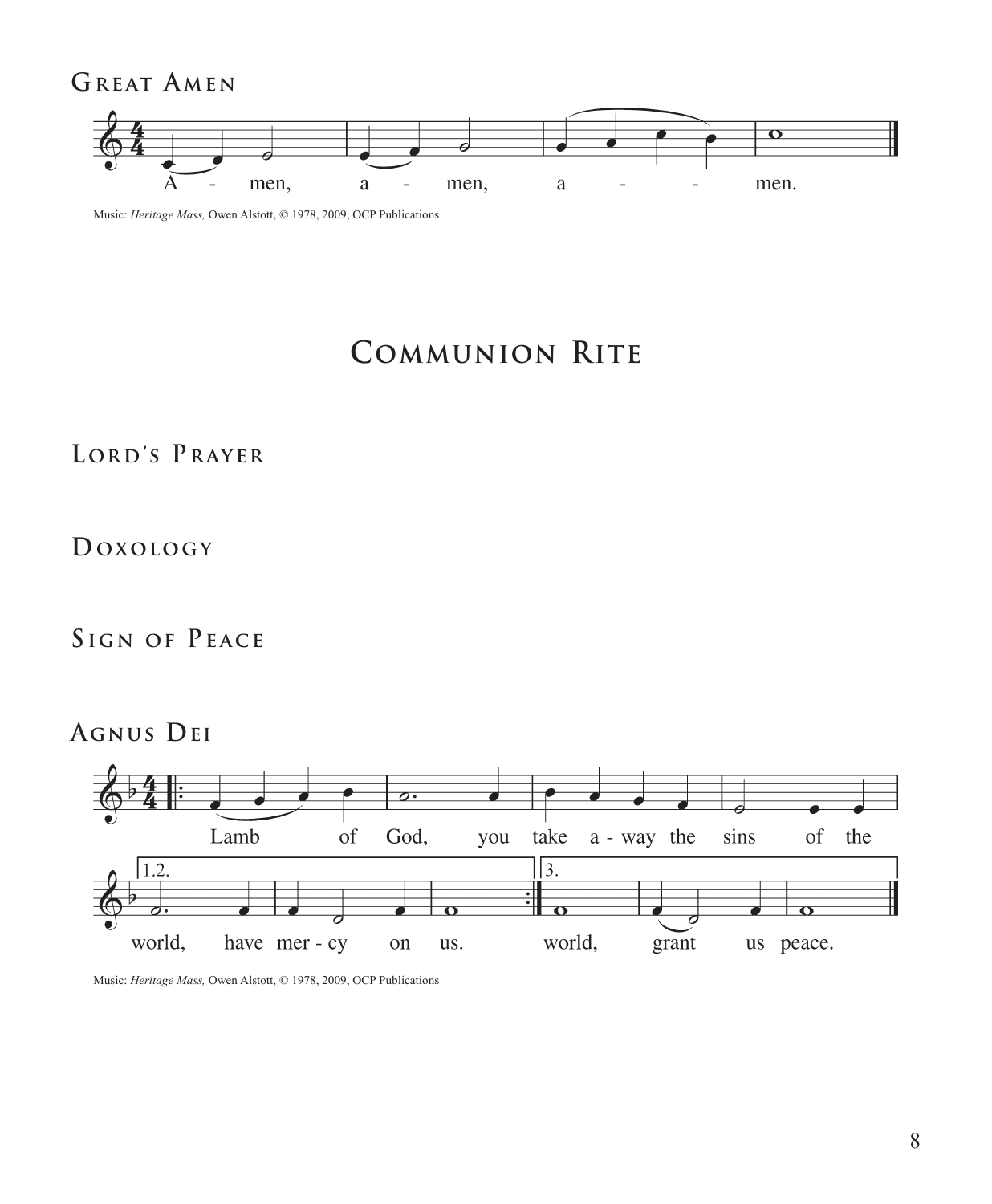### Great Amen

A - men, a - men, a - - men.

Music: *Heritage Mass,* Owen Alstott, © 1978, 2009, OCP Publications

## Communion Rite

### Lord's Prayer

### Doxology

### Sign of Peace

### Agnus Dei

Lamb of God, you take a - way the sins of the

1.2. world, have mer - cy on us.

3. world, grant us peace.

Music: *Heritage Mass,* Owen Alstott, © 1978, 2009, OCP Publications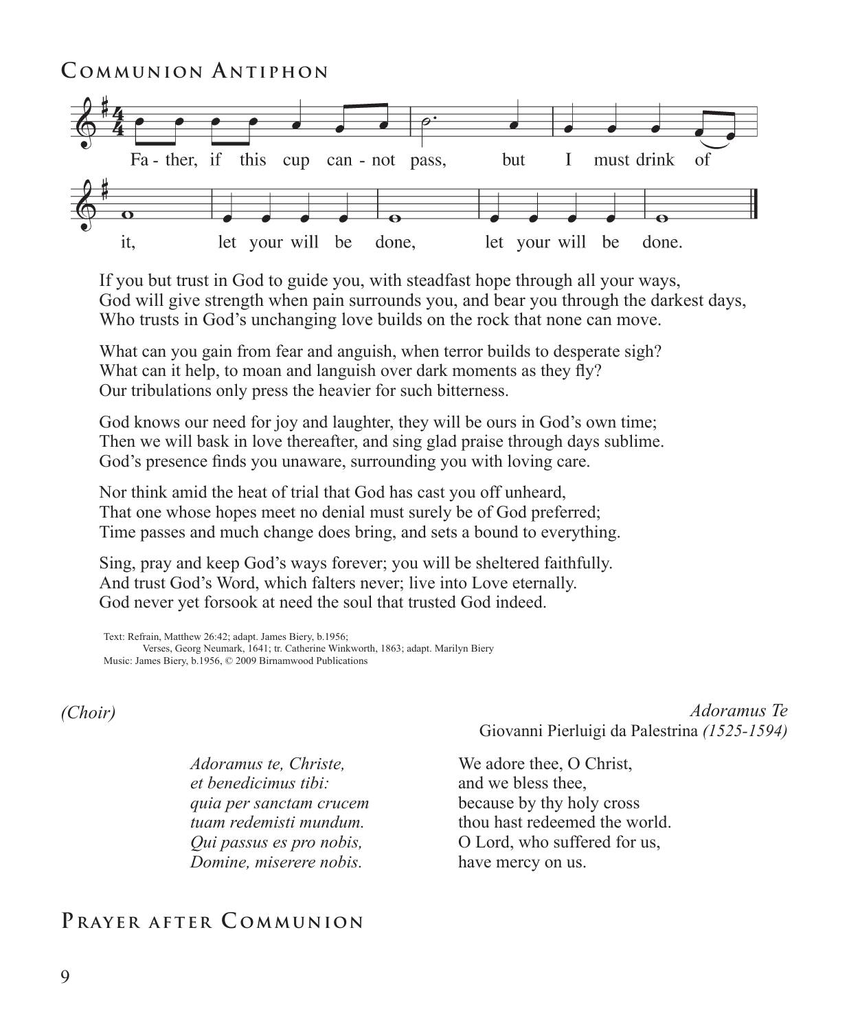## Communion Antiphon

Fa - ther, if this cup can - not pass, but I must drink of it, let your will be done, let your will be done.

If you but trust in God to guide you, with steadfast hope through all your ways,
God will give strength when pain surrounds you, and bear you through the darkest days,
Who trusts in God's unchanging love builds on the rock that none can move.

What can you gain from fear and anguish, when terror builds to desperate sigh?
What can it help, to moan and languish over dark moments as they fly?
Our tribulations only press the heavier for such bitterness.

God knows our need for joy and laughter, they will be ours in God's own time;
Then we will bask in love thereafter, and sing glad praise through days sublime.
God's presence finds you unaware, surrounding you with loving care.

Nor think amid the heat of trial that God has cast you off unheard,
That one whose hopes meet no denial must surely be of God preferred;
Time passes and much change does bring, and sets a bound to everything.

Sing, pray and keep God's ways forever; you will be sheltered faithfully.
And trust God's Word, which falters never; live into Love eternally.
God never yet forsook at need the soul that trusted God indeed.

Text: Refrain, Matthew 26:42; adapt. James Biery, b.1956;
Verses, Georg Neumark, 1641; tr. Catherine Winkworth, 1863; adapt. Marilyn Biery
Music: James Biery, b.1956, © 2009 Birnamwood Publications

*(Choir)*

*Adoramus Te*
Giovanni Pierluigi da Palestrina *(1525-1594)*

| | |
|---|---|
| *Adoramus te, Christe,* | We adore thee, O Christ, |
| *et benedicimus tibi:* | and we bless thee, |
| *quia per sanctam crucem* | because by thy holy cross |
| *tuam redemisti mundum.* | thou hast redeemed the world. |
| *Qui passus es pro nobis,* | O Lord, who suffered for us, |
| *Domine, miserere nobis.* | have mercy on us. |

## Prayer after Communion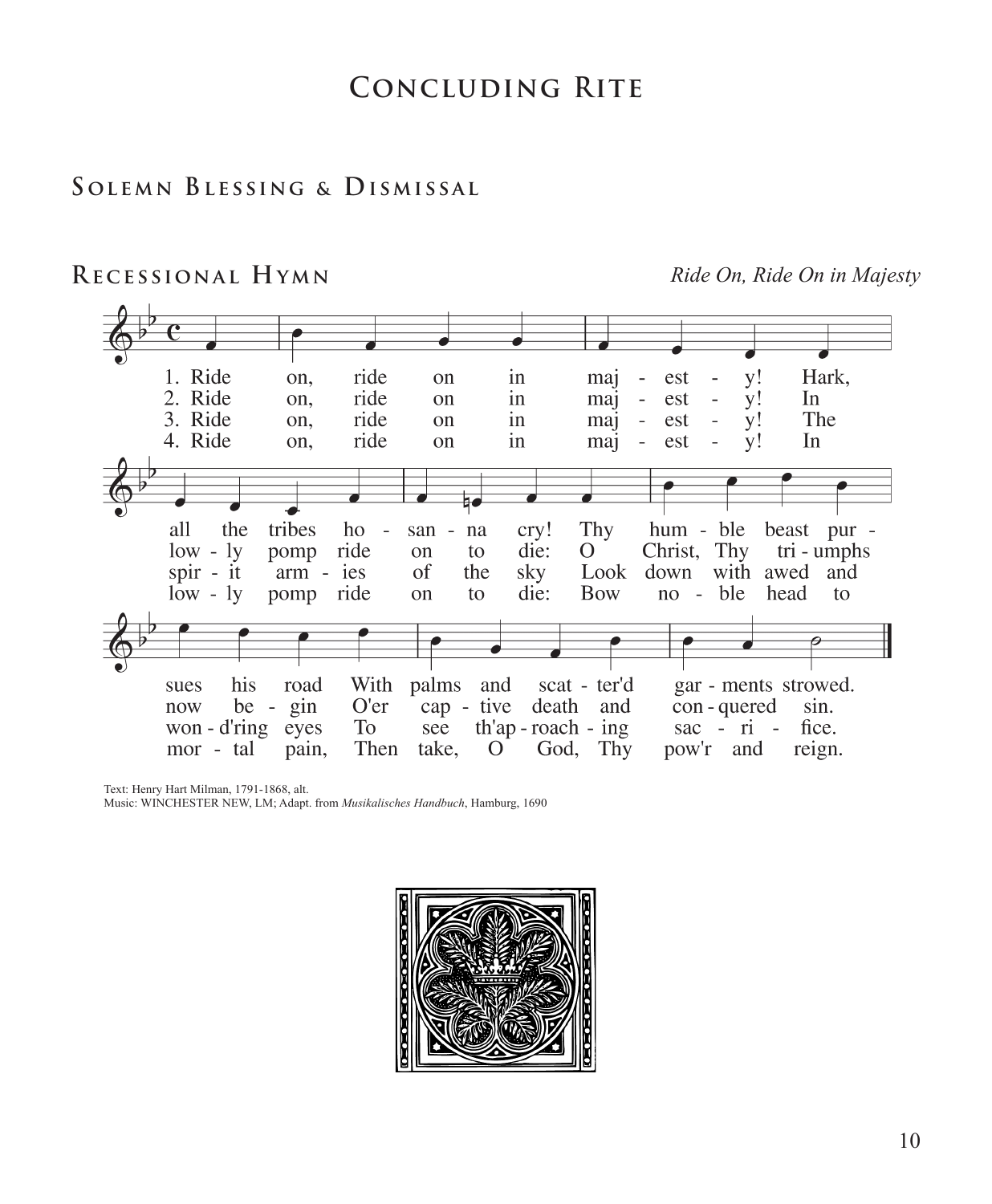# Concluding Rite

## Solemn Blessing & Dismissal

## Recessional Hymn

*Ride On, Ride On in Majesty*

1. Ride on, ride on in majesty! Hark, all the tribes hosanna cry! Thy humble beast pursues his road With palms and scatter'd garments strowed.
2. Ride on, ride on in majesty! In lowly pomp ride on to die: O Christ, Thy triumphs now begin O'er captive death and conquered sin.
3. Ride on, ride on in majesty! The spirit armies of the sky Look down with awed and won-d'ring eyes To see th'approaching sacrifice.
4. Ride on, ride on in majesty! In lowly pomp ride on to die: Bow noble head to mortal pain, Then take, O God, Thy pow'r and reign.

Text: Henry Hart Milman, 1791-1868, alt.
Music: WINCHESTER NEW, LM; Adapt. from *Musikalisches Handbuch*, Hamburg, 1690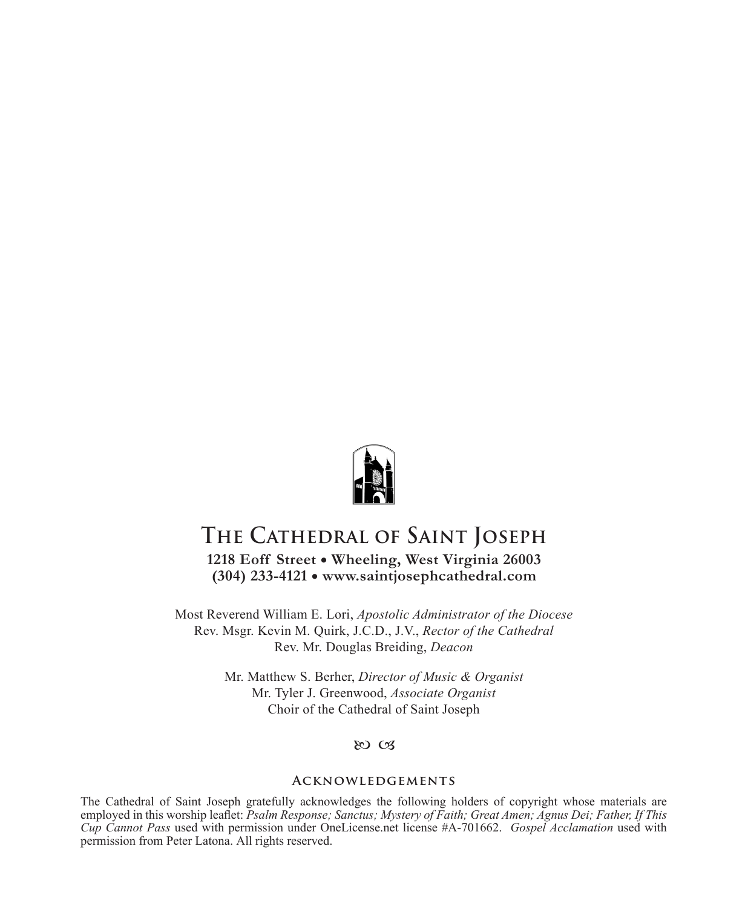# The Cathedral of Saint Joseph

**1218 Eoff Street • Wheeling, West Virginia 26003**
**(304) 233-4121 • www.saintjosephcathedral.com**

Most Reverend William E. Lori, *Apostolic Administrator of the Diocese*
Rev. Msgr. Kevin M. Quirk, J.C.D., J.V., *Rector of the Cathedral*
Rev. Mr. Douglas Breiding, *Deacon*

Mr. Matthew S. Berher, *Director of Music & Organist*
Mr. Tyler J. Greenwood, *Associate Organist*
Choir of the Cathedral of Saint Joseph

## Acknowledgements

The Cathedral of Saint Joseph gratefully acknowledges the following holders of copyright whose materials are employed in this worship leaflet: *Psalm Response; Sanctus; Mystery of Faith; Great Amen; Agnus Dei; Father, If This Cup Cannot Pass* used with permission under OneLicense.net license #A-701662. *Gospel Acclamation* used with permission from Peter Latona. All rights reserved.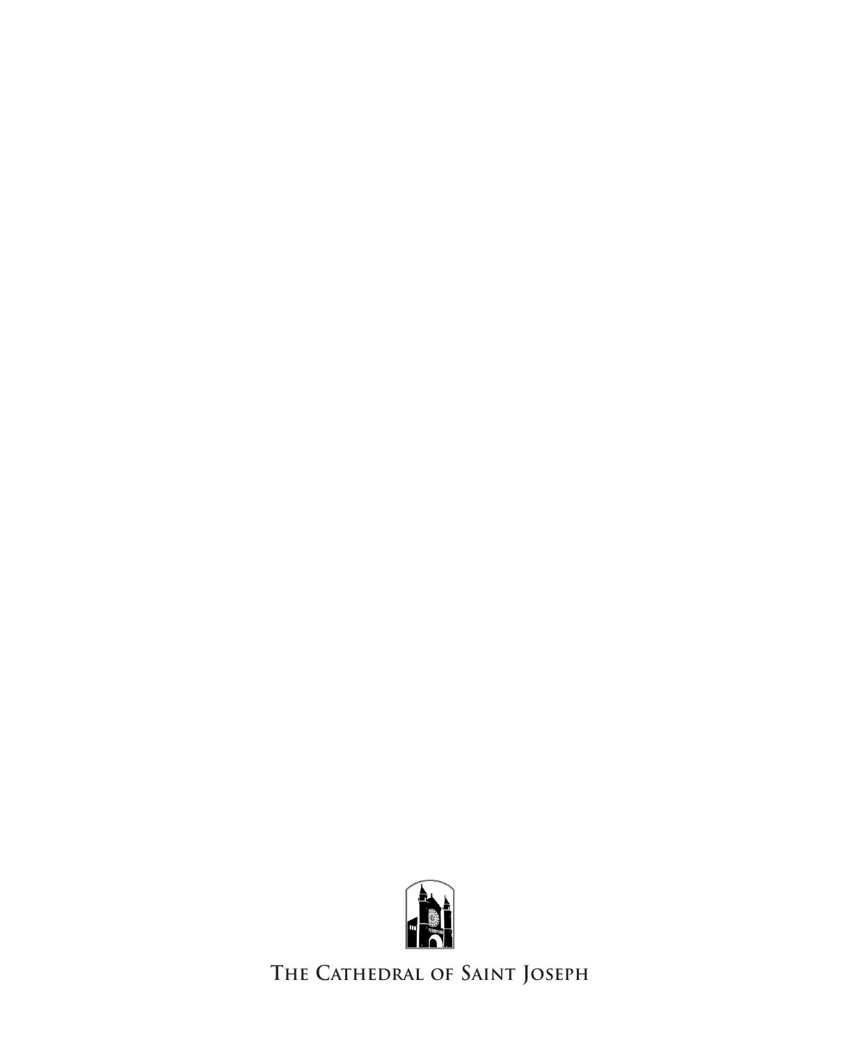The Cathedral of Saint Joseph